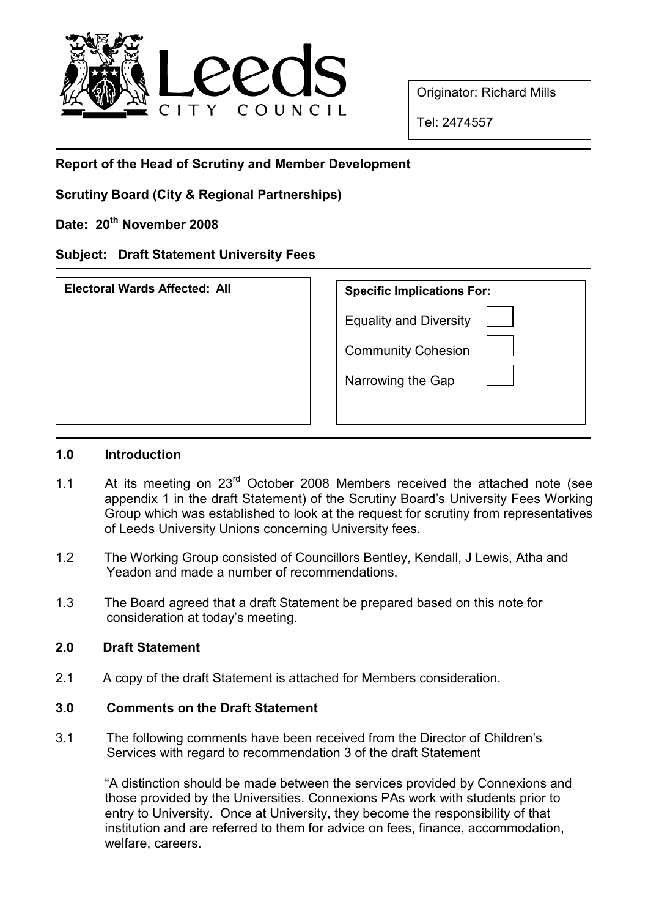Leeds CITY COUNCIL

Originator: Richard Mills

Tel: 2474557

**Report of the Head of Scrutiny and Member Development**

**Scrutiny Board (City & Regional Partnerships)**

**Date: 20th November 2008**

**Subject: Draft Statement University Fees**

| **Electoral Wards Affected: All** | **Specific Implications For:** | |
|---|---|---|
| | Equality and Diversity | ☐ |
| | Community Cohesion | ☐ |
| | Narrowing the Gap | ☐ |

## 1.0 Introduction

1.1 At its meeting on 23rd October 2008 Members received the attached note (see appendix 1 in the draft Statement) of the Scrutiny Board's University Fees Working Group which was established to look at the request for scrutiny from representatives of Leeds University Unions concerning University fees.

1.2 The Working Group consisted of Councillors Bentley, Kendall, J Lewis, Atha and Yeadon and made a number of recommendations.

1.3 The Board agreed that a draft Statement be prepared based on this note for consideration at today's meeting.

## 2.0 Draft Statement

2.1 A copy of the draft Statement is attached for Members consideration.

## 3.0 Comments on the Draft Statement

3.1 The following comments have been received from the Director of Children's Services with regard to recommendation 3 of the draft Statement

"A distinction should be made between the services provided by Connexions and those provided by the Universities. Connexions PAs work with students prior to entry to University. Once at University, they become the responsibility of that institution and are referred to them for advice on fees, finance, accommodation, welfare, careers.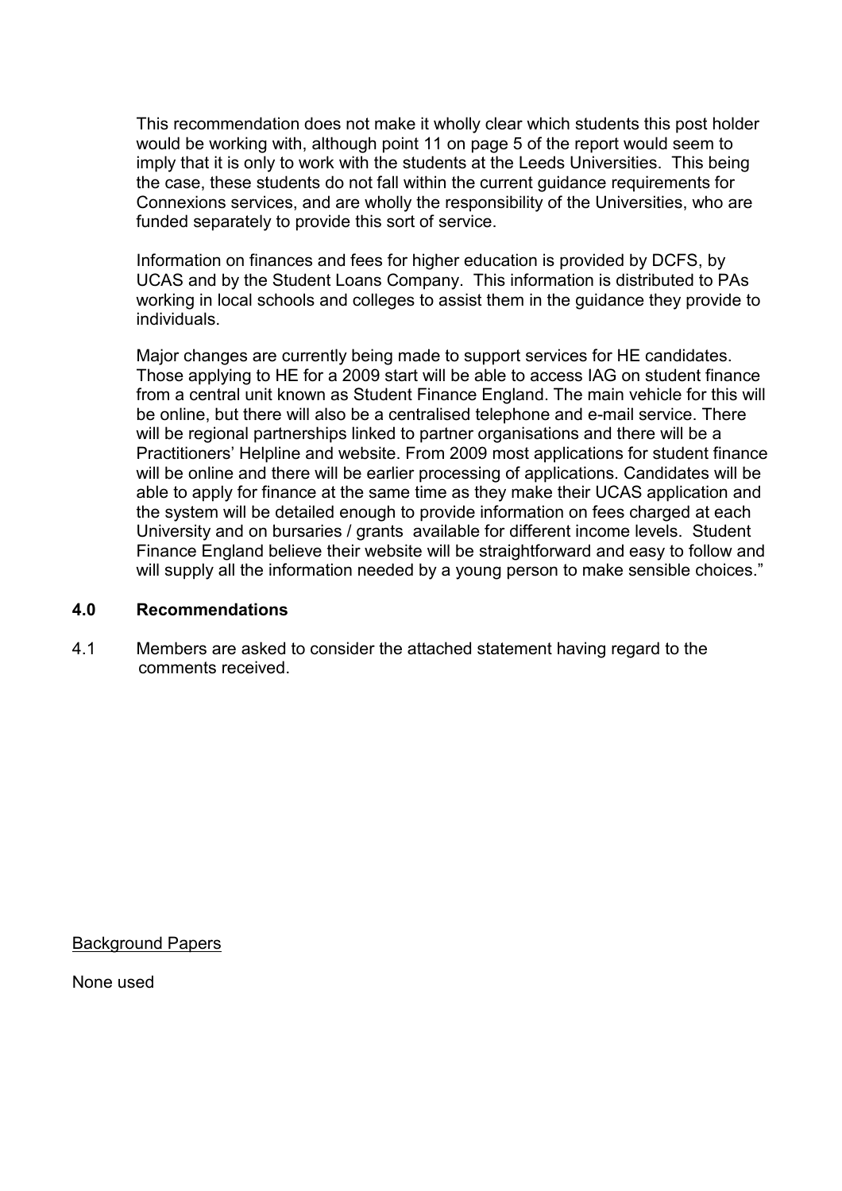This recommendation does not make it wholly clear which students this post holder would be working with, although point 11 on page 5 of the report would seem to imply that it is only to work with the students at the Leeds Universities. This being the case, these students do not fall within the current guidance requirements for Connexions services, and are wholly the responsibility of the Universities, who are funded separately to provide this sort of service.

Information on finances and fees for higher education is provided by DCFS, by UCAS and by the Student Loans Company. This information is distributed to PAs working in local schools and colleges to assist them in the guidance they provide to individuals.

Major changes are currently being made to support services for HE candidates. Those applying to HE for a 2009 start will be able to access IAG on student finance from a central unit known as Student Finance England. The main vehicle for this will be online, but there will also be a centralised telephone and e-mail service. There will be regional partnerships linked to partner organisations and there will be a Practitioners' Helpline and website. From 2009 most applications for student finance will be online and there will be earlier processing of applications. Candidates will be able to apply for finance at the same time as they make their UCAS application and the system will be detailed enough to provide information on fees charged at each University and on bursaries / grants available for different income levels. Student Finance England believe their website will be straightforward and easy to follow and will supply all the information needed by a young person to make sensible choices."

## 4.0 Recommendations

4.1 Members are asked to consider the attached statement having regard to the comments received.

Background Papers

None used